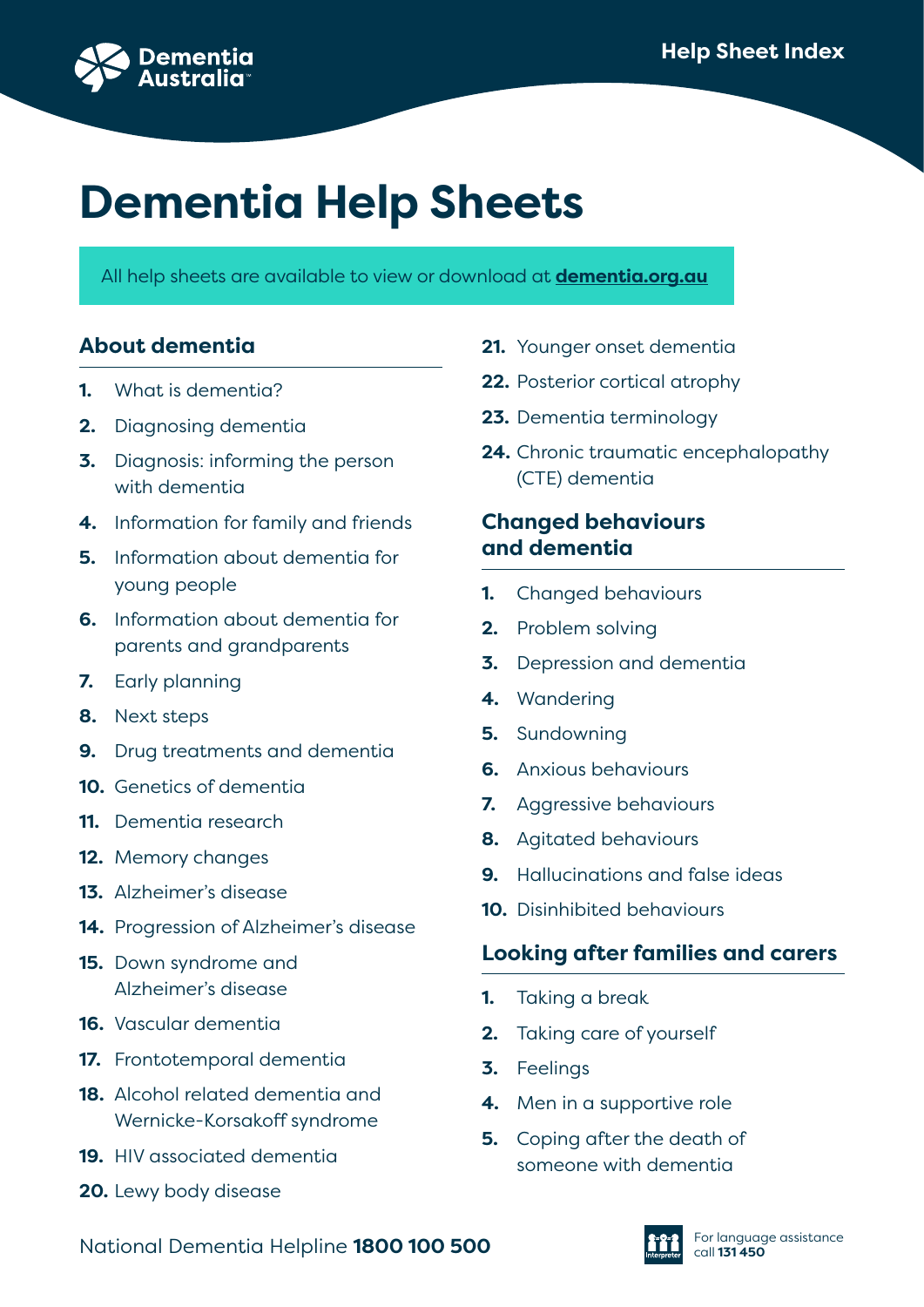Dementia Australia

Help Sheet Index

# Dementia Help Sheets

All help sheets are available to view or download at **dementia.org.au**

## About dementia

1. What is dementia?
2. Diagnosing dementia
3. Diagnosis: informing the person with dementia
4. Information for family and friends
5. Information about dementia for young people
6. Information about dementia for parents and grandparents
7. Early planning
8. Next steps
9. Drug treatments and dementia
10. Genetics of dementia
11. Dementia research
12. Memory changes
13. Alzheimer's disease
14. Progression of Alzheimer's disease
15. Down syndrome and Alzheimer's disease
16. Vascular dementia
17. Frontotemporal dementia
18. Alcohol related dementia and Wernicke-Korsakoff syndrome
19. HIV associated dementia
20. Lewy body disease
21. Younger onset dementia
22. Posterior cortical atrophy
23. Dementia terminology
24. Chronic traumatic encephalopathy (CTE) dementia

## Changed behaviours and dementia

1. Changed behaviours
2. Problem solving
3. Depression and dementia
4. Wandering
5. Sundowning
6. Anxious behaviours
7. Aggressive behaviours
8. Agitated behaviours
9. Hallucinations and false ideas
10. Disinhibited behaviours

## Looking after families and carers

1. Taking a break
2. Taking care of yourself
3. Feelings
4. Men in a supportive role
5. Coping after the death of someone with dementia

National Dementia Helpline **1800 100 500**

For language assistance call **131 450**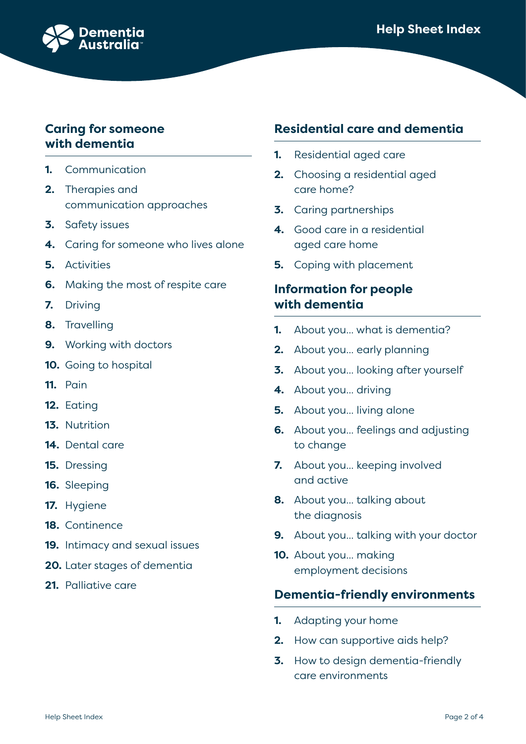# Help Sheet Index

## Caring for someone with dementia

1. Communication
2. Therapies and communication approaches
3. Safety issues
4. Caring for someone who lives alone
5. Activities
6. Making the most of respite care
7. Driving
8. Travelling
9. Working with doctors
10. Going to hospital
11. Pain
12. Eating
13. Nutrition
14. Dental care
15. Dressing
16. Sleeping
17. Hygiene
18. Continence
19. Intimacy and sexual issues
20. Later stages of dementia
21. Palliative care

## Residential care and dementia

1. Residential aged care
2. Choosing a residential aged care home?
3. Caring partnerships
4. Good care in a residential aged care home
5. Coping with placement

## Information for people with dementia

1. About you... what is dementia?
2. About you... early planning
3. About you... looking after yourself
4. About you... driving
5. About you... living alone
6. About you... feelings and adjusting to change
7. About you... keeping involved and active
8. About you... talking about the diagnosis
9. About you... talking with your doctor
10. About you... making employment decisions

## Dementia-friendly environments

1. Adapting your home
2. How can supportive aids help?
3. How to design dementia-friendly care environments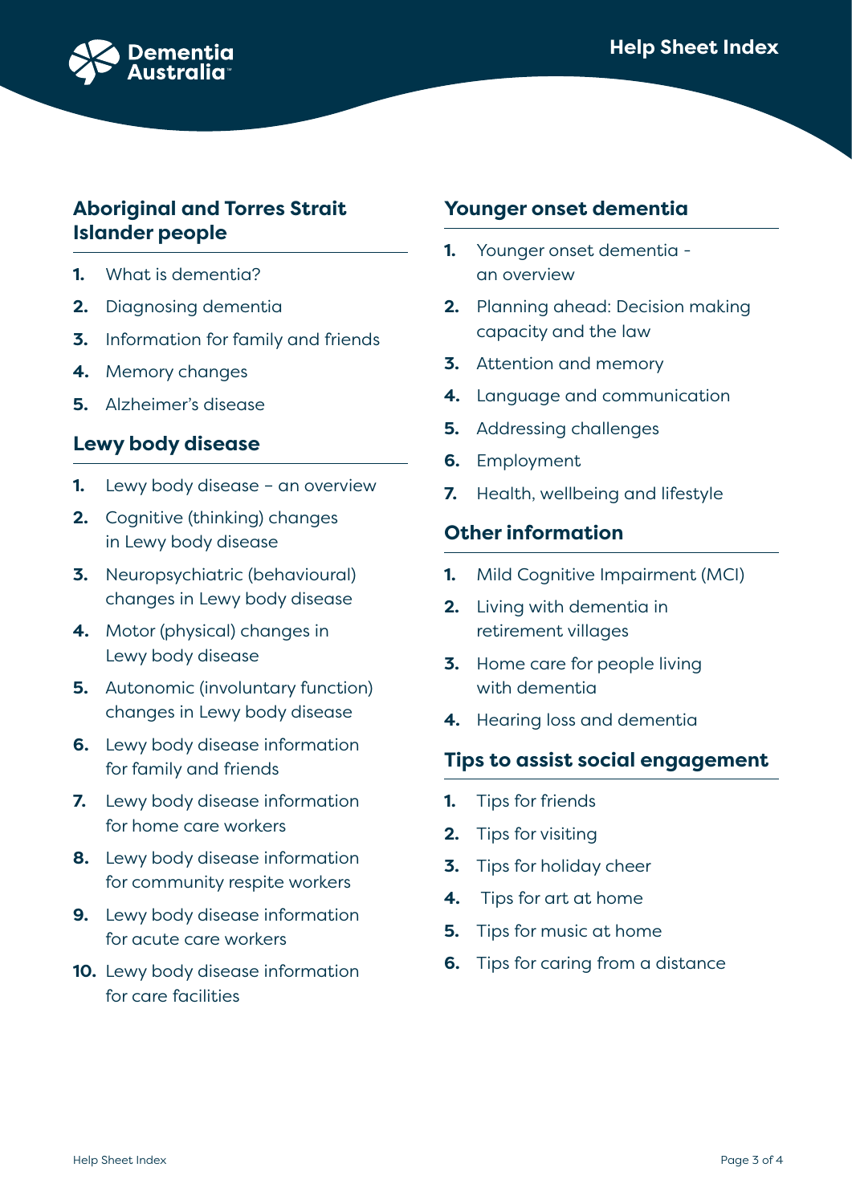# Help Sheet Index

## Aboriginal and Torres Strait Islander people

1. What is dementia?
2. Diagnosing dementia
3. Information for family and friends
4. Memory changes
5. Alzheimer's disease

## Lewy body disease

1. Lewy body disease – an overview
2. Cognitive (thinking) changes in Lewy body disease
3. Neuropsychiatric (behavioural) changes in Lewy body disease
4. Motor (physical) changes in Lewy body disease
5. Autonomic (involuntary function) changes in Lewy body disease
6. Lewy body disease information for family and friends
7. Lewy body disease information for home care workers
8. Lewy body disease information for community respite workers
9. Lewy body disease information for acute care workers
10. Lewy body disease information for care facilities

## Younger onset dementia

1. Younger onset dementia - an overview
2. Planning ahead: Decision making capacity and the law
3. Attention and memory
4. Language and communication
5. Addressing challenges
6. Employment
7. Health, wellbeing and lifestyle

## Other information

1. Mild Cognitive Impairment (MCI)
2. Living with dementia in retirement villages
3. Home care for people living with dementia
4. Hearing loss and dementia

## Tips to assist social engagement

1. Tips for friends
2. Tips for visiting
3. Tips for holiday cheer
4. Tips for art at home
5. Tips for music at home
6. Tips for caring from a distance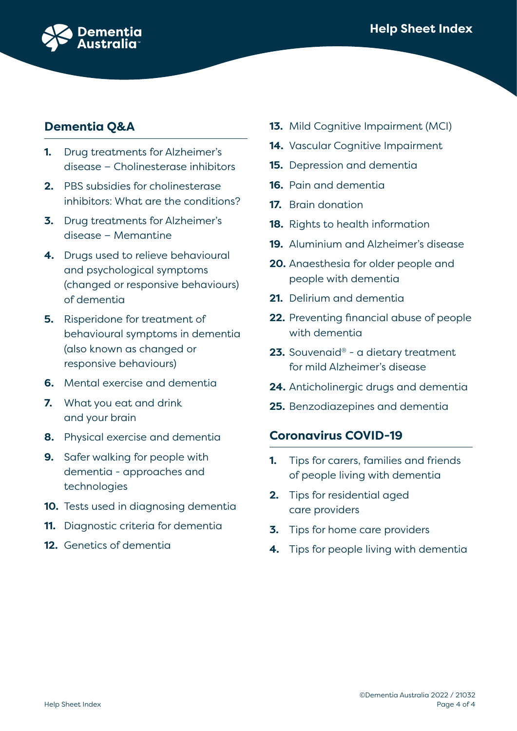# Help Sheet Index

## Dementia Q&A

1. Drug treatments for Alzheimer's disease – Cholinesterase inhibitors
2. PBS subsidies for cholinesterase inhibitors: What are the conditions?
3. Drug treatments for Alzheimer's disease – Memantine
4. Drugs used to relieve behavioural and psychological symptoms (changed or responsive behaviours) of dementia
5. Risperidone for treatment of behavioural symptoms in dementia (also known as changed or responsive behaviours)
6. Mental exercise and dementia
7. What you eat and drink and your brain
8. Physical exercise and dementia
9. Safer walking for people with dementia - approaches and technologies
10. Tests used in diagnosing dementia
11. Diagnostic criteria for dementia
12. Genetics of dementia
13. Mild Cognitive Impairment (MCI)
14. Vascular Cognitive Impairment
15. Depression and dementia
16. Pain and dementia
17. Brain donation
18. Rights to health information
19. Aluminium and Alzheimer's disease
20. Anaesthesia for older people and people with dementia
21. Delirium and dementia
22. Preventing financial abuse of people with dementia
23. Souvenaid® - a dietary treatment for mild Alzheimer's disease
24. Anticholinergic drugs and dementia
25. Benzodiazepines and dementia

## Coronavirus COVID-19

1. Tips for carers, families and friends of people living with dementia
2. Tips for residential aged care providers
3. Tips for home care providers
4. Tips for people living with dementia

©Dementia Australia 2022 / 21032